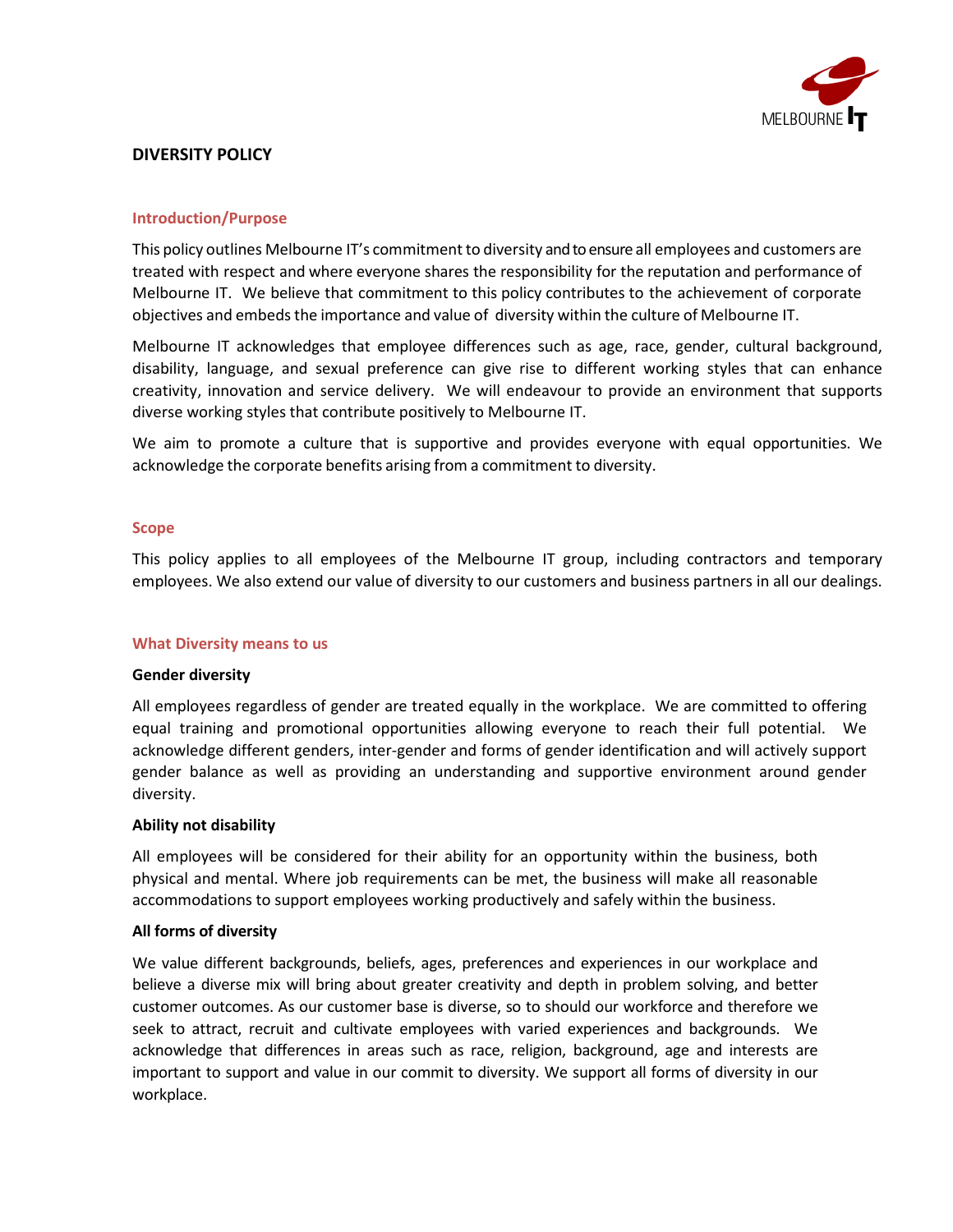# DIVERSITY POLICY

## Introduction/Purpose

This policy outlines Melbourne IT's commitment to diversity and to ensure all employees and customers are treated with respect and where everyone shares the responsibility for the reputation and performance of Melbourne IT. We believe that commitment to this policy contributes to the achievement of corporate objectives and embeds the importance and value of diversity within the culture of Melbourne IT.

Melbourne IT acknowledges that employee differences such as age, race, gender, cultural background, disability, language, and sexual preference can give rise to different working styles that can enhance creativity, innovation and service delivery. We will endeavour to provide an environment that supports diverse working styles that contribute positively to Melbourne IT.

We aim to promote a culture that is supportive and provides everyone with equal opportunities. We acknowledge the corporate benefits arising from a commitment to diversity.

## Scope

This policy applies to all employees of the Melbourne IT group, including contractors and temporary employees. We also extend our value of diversity to our customers and business partners in all our dealings.

## What Diversity means to us

### Gender diversity

All employees regardless of gender are treated equally in the workplace. We are committed to offering equal training and promotional opportunities allowing everyone to reach their full potential. We acknowledge different genders, inter-gender and forms of gender identification and will actively support gender balance as well as providing an understanding and supportive environment around gender diversity.

### Ability not disability

All employees will be considered for their ability for an opportunity within the business, both physical and mental. Where job requirements can be met, the business will make all reasonable accommodations to support employees working productively and safely within the business.

### All forms of diversity

We value different backgrounds, beliefs, ages, preferences and experiences in our workplace and believe a diverse mix will bring about greater creativity and depth in problem solving, and better customer outcomes. As our customer base is diverse, so to should our workforce and therefore we seek to attract, recruit and cultivate employees with varied experiences and backgrounds. We acknowledge that differences in areas such as race, religion, background, age and interests are important to support and value in our commit to diversity. We support all forms of diversity in our workplace.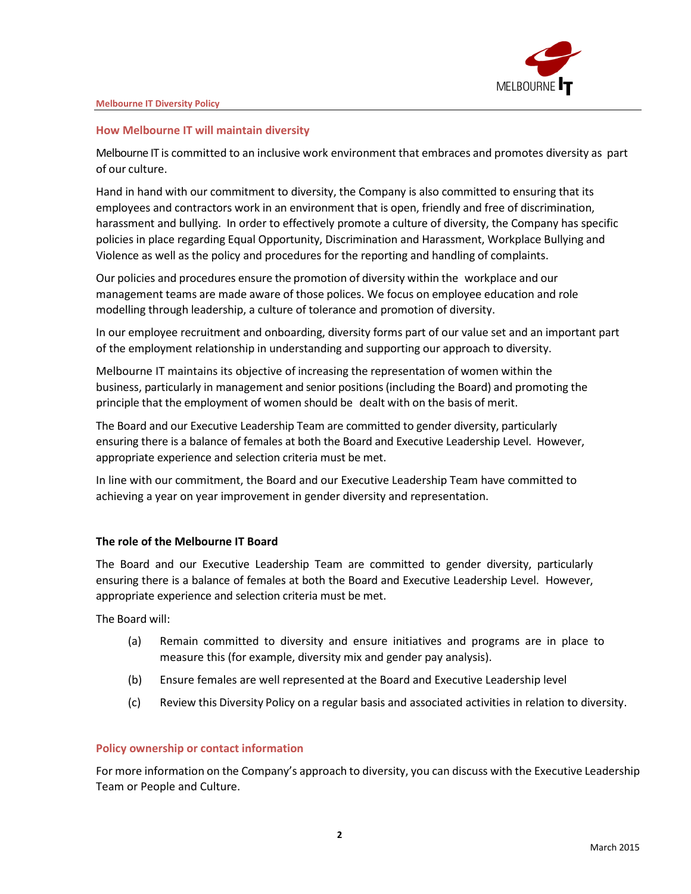## How Melbourne IT will maintain diversity

Melbourne IT is committed to an inclusive work environment that embraces and promotes diversity as part of our culture.

Hand in hand with our commitment to diversity, the Company is also committed to ensuring that its employees and contractors work in an environment that is open, friendly and free of discrimination, harassment and bullying. In order to effectively promote a culture of diversity, the Company has specific policies in place regarding Equal Opportunity, Discrimination and Harassment, Workplace Bullying and Violence as well as the policy and procedures for the reporting and handling of complaints.

Our policies and procedures ensure the promotion of diversity within the workplace and our management teams are made aware of those polices. We focus on employee education and role modelling through leadership, a culture of tolerance and promotion of diversity.

In our employee recruitment and onboarding, diversity forms part of our value set and an important part of the employment relationship in understanding and supporting our approach to diversity.

Melbourne IT maintains its objective of increasing the representation of women within the business, particularly in management and senior positions (including the Board) and promoting the principle that the employment of women should be dealt with on the basis of merit.

The Board and our Executive Leadership Team are committed to gender diversity, particularly ensuring there is a balance of females at both the Board and Executive Leadership Level. However, appropriate experience and selection criteria must be met.

In line with our commitment, the Board and our Executive Leadership Team have committed to achieving a year on year improvement in gender diversity and representation.

### The role of the Melbourne IT Board

The Board and our Executive Leadership Team are committed to gender diversity, particularly ensuring there is a balance of females at both the Board and Executive Leadership Level. However, appropriate experience and selection criteria must be met.

The Board will:

(a) Remain committed to diversity and ensure initiatives and programs are in place to measure this (for example, diversity mix and gender pay analysis).

(b) Ensure females are well represented at the Board and Executive Leadership level

(c) Review this Diversity Policy on a regular basis and associated activities in relation to diversity.

## Policy ownership or contact information

For more information on the Company's approach to diversity, you can discuss with the Executive Leadership Team or People and Culture.

March 2015